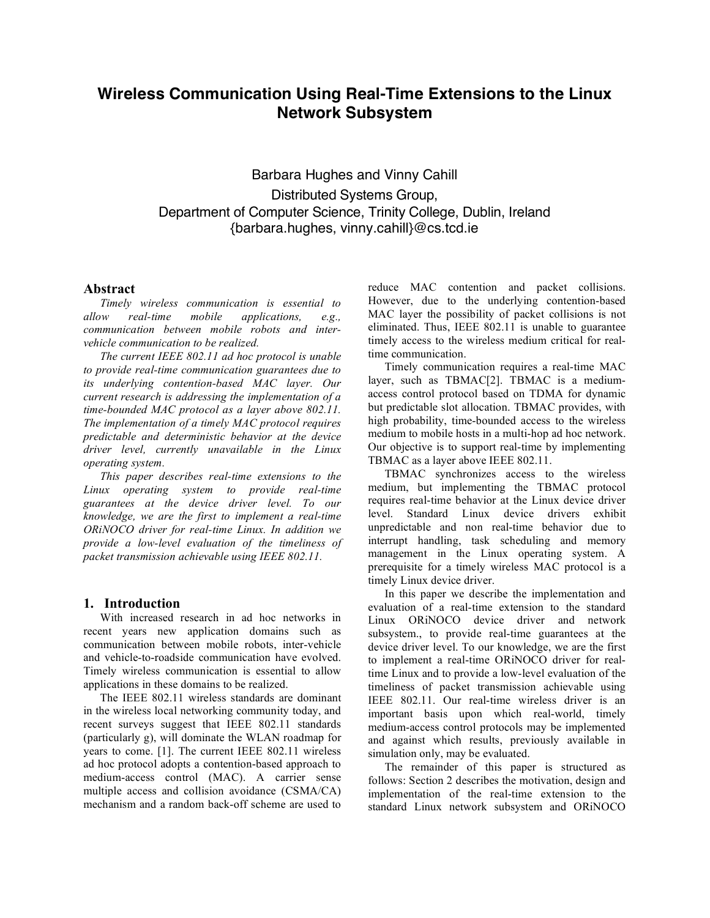# Wireless Communication Using Real-Time Extensions to the Linux Network Subsystem

Barbara Hughes and Vinny Cahill

Distributed Systems Group,
Department of Computer Science, Trinity College, Dublin, Ireland
{barbara.hughes, vinny.cahill}@cs.tcd.ie

## Abstract

*Timely wireless communication is essential to allow real-time mobile applications, e.g., communication between mobile robots and inter-vehicle communication to be realized.*

*The current IEEE 802.11 ad hoc protocol is unable to provide real-time communication guarantees due to its underlying contention-based MAC layer. Our current research is addressing the implementation of a time-bounded MAC protocol as a layer above 802.11. The implementation of a timely MAC protocol requires predictable and deterministic behavior at the device driver level, currently unavailable in the Linux operating system.*

*This paper describes real-time extensions to the Linux operating system to provide real-time guarantees at the device driver level. To our knowledge, we are the first to implement a real-time ORiNOCO driver for real-time Linux. In addition we provide a low-level evaluation of the timeliness of packet transmission achievable using IEEE 802.11.*

## 1. Introduction

With increased research in ad hoc networks in recent years new application domains such as communication between mobile robots, inter-vehicle and vehicle-to-roadside communication have evolved. Timely wireless communication is essential to allow applications in these domains to be realized.

The IEEE 802.11 wireless standards are dominant in the wireless local networking community today, and recent surveys suggest that IEEE 802.11 standards (particularly g), will dominate the WLAN roadmap for years to come. [1]. The current IEEE 802.11 wireless ad hoc protocol adopts a contention-based approach to medium-access control (MAC). A carrier sense multiple access and collision avoidance (CSMA/CA) mechanism and a random back-off scheme are used to reduce MAC contention and packet collisions. However, due to the underlying contention-based MAC layer the possibility of packet collisions is not eliminated. Thus, IEEE 802.11 is unable to guarantee timely access to the wireless medium critical for real-time communication.

Timely communication requires a real-time MAC layer, such as TBMAC[2]. TBMAC is a medium-access control protocol based on TDMA for dynamic but predictable slot allocation. TBMAC provides, with high probability, time-bounded access to the wireless medium to mobile hosts in a multi-hop ad hoc network. Our objective is to support real-time by implementing TBMAC as a layer above IEEE 802.11.

TBMAC synchronizes access to the wireless medium, but implementing the TBMAC protocol requires real-time behavior at the Linux device driver level. Standard Linux device drivers exhibit unpredictable and non real-time behavior due to interrupt handling, task scheduling and memory management in the Linux operating system. A prerequisite for a timely wireless MAC protocol is a timely Linux device driver.

In this paper we describe the implementation and evaluation of a real-time extension to the standard Linux ORiNOCO device driver and network subsystem., to provide real-time guarantees at the device driver level. To our knowledge, we are the first to implement a real-time ORiNOCO driver for real-time Linux and to provide a low-level evaluation of the timeliness of packet transmission achievable using IEEE 802.11. Our real-time wireless driver is an important basis upon which real-world, timely medium-access control protocols may be implemented and against which results, previously available in simulation only, may be evaluated.

The remainder of this paper is structured as follows: Section 2 describes the motivation, design and implementation of the real-time extension to the standard Linux network subsystem and ORiNOCO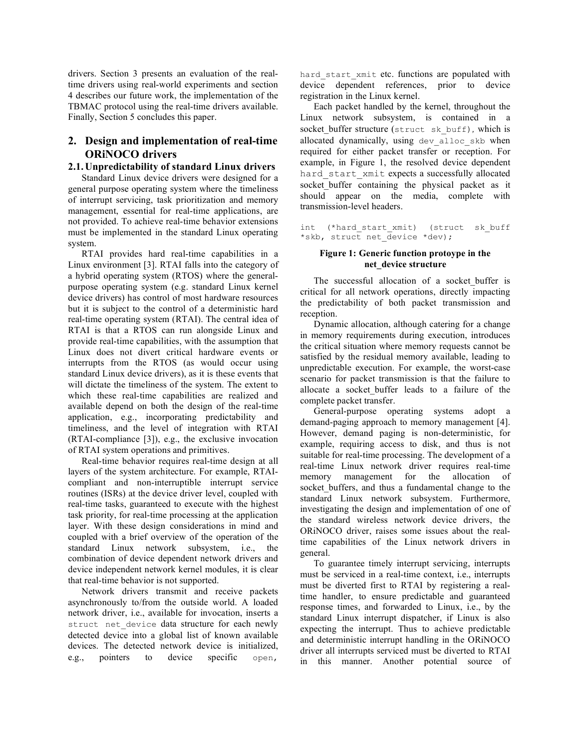drivers. Section 3 presents an evaluation of the real-time drivers using real-world experiments and section 4 describes our future work, the implementation of the TBMAC protocol using the real-time drivers available. Finally, Section 5 concludes this paper.

## 2. Design and implementation of real-time ORiNOCO drivers

### 2.1. Unpredictability of standard Linux drivers

Standard Linux device drivers were designed for a general purpose operating system where the timeliness of interrupt servicing, task prioritization and memory management, essential for real-time applications, are not provided. To achieve real-time behavior extensions must be implemented in the standard Linux operating system.

RTAI provides hard real-time capabilities in a Linux environment [3]. RTAI falls into the category of a hybrid operating system (RTOS) where the general-purpose operating system (e.g. standard Linux kernel device drivers) has control of most hardware resources but it is subject to the control of a deterministic hard real-time operating system (RTAI). The central idea of RTAI is that a RTOS can run alongside Linux and provide real-time capabilities, with the assumption that Linux does not divert critical hardware events or interrupts from the RTOS (as would occur using standard Linux device drivers), as it is these events that will dictate the timeliness of the system. The extent to which these real-time capabilities are realized and available depend on both the design of the real-time application, e.g., incorporating predictability and timeliness, and the level of integration with RTAI (RTAI-compliance [3]), e.g., the exclusive invocation of RTAI system operations and primitives.

Real-time behavior requires real-time design at all layers of the system architecture. For example, RTAI-compliant and non-interruptible interrupt service routines (ISRs) at the device driver level, coupled with real-time tasks, guaranteed to execute with the highest task priority, for real-time processing at the application layer. With these design considerations in mind and coupled with a brief overview of the operation of the standard Linux network subsystem, i.e., the combination of device dependent network drivers and device independent network kernel modules, it is clear that real-time behavior is not supported.

Network drivers transmit and receive packets asynchronously to/from the outside world. A loaded network driver, i.e., available for invocation, inserts a `struct net_device` data structure for each newly detected device into a global list of known available devices. The detected network device is initialized, e.g., pointers to device specific `open`, `hard_start_xmit` etc. functions are populated with device dependent references, prior to device registration in the Linux kernel.

Each packet handled by the kernel, throughout the Linux network subsystem, is contained in a socket_buffer structure (`struct sk_buff`), which is allocated dynamically, using `dev_alloc_skb` when required for either packet transfer or reception. For example, in Figure 1, the resolved device dependent `hard_start_xmit` expects a successfully allocated socket_buffer containing the physical packet as it should appear on the media, complete with transmission-level headers.

```
int  (*hard_start_xmit)  (struct  sk_buff
*skb, struct net_device *dev);
```

**Figure 1: Generic function protoype in the net_device structure**

The successful allocation of a socket_buffer is critical for all network operations, directly impacting the predictability of both packet transmission and reception.

Dynamic allocation, although catering for a change in memory requirements during execution, introduces the critical situation where memory requests cannot be satisfied by the residual memory available, leading to unpredictable execution. For example, the worst-case scenario for packet transmission is that the failure to allocate a socket_buffer leads to a failure of the complete packet transfer.

General-purpose operating systems adopt a demand-paging approach to memory management [4]. However, demand paging is non-deterministic, for example, requiring access to disk, and thus is not suitable for real-time processing. The development of a real-time Linux network driver requires real-time memory management for the allocation of socket_buffers, and thus a fundamental change to the standard Linux network subsystem. Furthermore, investigating the design and implementation of one of the standard wireless network device drivers, the ORiNOCO driver, raises some issues about the real-time capabilities of the Linux network drivers in general.

To guarantee timely interrupt servicing, interrupts must be serviced in a real-time context, i.e., interrupts must be diverted first to RTAI by registering a real-time handler, to ensure predictable and guaranteed response times, and forwarded to Linux, i.e., by the standard Linux interrupt dispatcher, if Linux is also expecting the interrupt. Thus to achieve predictable and deterministic interrupt handling in the ORiNOCO driver all interrupts serviced must be diverted to RTAI in this manner. Another potential source of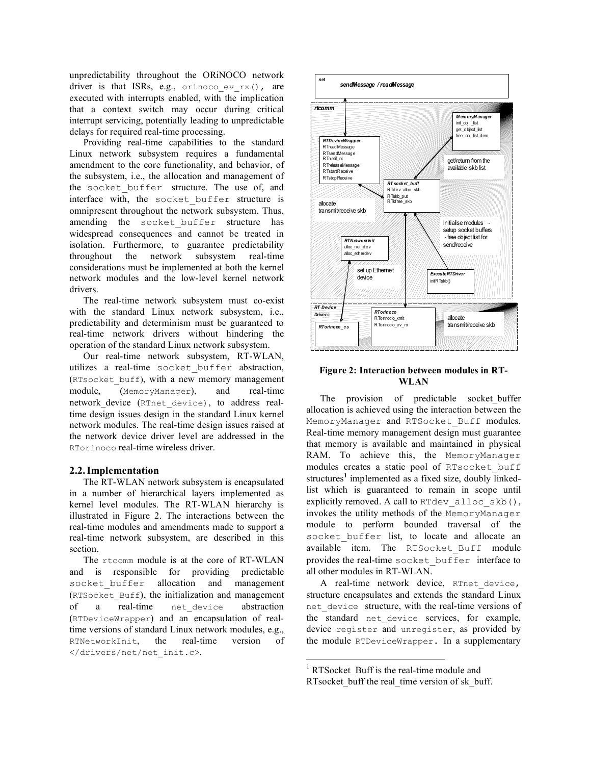unpredictability throughout the ORiNOCO network driver is that ISRs, e.g., `orinoco_ev_rx()`, are executed with interrupts enabled, with the implication that a context switch may occur during critical interrupt servicing, potentially leading to unpredictable delays for required real-time processing.

Providing real-time capabilities to the standard Linux network subsystem requires a fundamental amendment to the core functionality, and behavior, of the subsystem, i.e., the allocation and management of the `socket_buffer` structure. The use of, and interface with, the `socket_buffer` structure is omnipresent throughout the network subsystem. Thus, amending the `socket_buffer` structure has widespread consequences and cannot be treated in isolation. Furthermore, to guarantee predictability throughout the network subsystem real-time considerations must be implemented at both the kernel network modules and the low-level kernel network drivers.

The real-time network subsystem must co-exist with the standard Linux network subsystem, i.e., predictability and determinism must be guaranteed to real-time network drivers without hindering the operation of the standard Linux network subsystem.

Our real-time network subsystem, RT-WLAN, utilizes a real-time `socket_buffer` abstraction, (`RTsocket_buff`), with a new memory management module, (`MemoryManager`), and real-time network_device (`RTnet_device`), to address real-time design issues design in the standard Linux kernel network modules. The real-time design issues raised at the network device driver level are addressed in the `RTorinoco` real-time wireless driver.

## 2.2. Implementation

The RT-WLAN network subsystem is encapsulated in a number of hierarchical layers implemented as kernel level modules. The RT-WLAN hierarchy is illustrated in Figure 2. The interactions between the real-time modules and amendments made to support a real-time network subsystem, are described in this section.

The `rtcomm` module is at the core of RT-WLAN and is responsible for providing predictable `socket_buffer` allocation and management (`RTSocket_Buff`), the initialization and management of a real-time `net_device` abstraction (`RTDeviceWrapper`) and an encapsulation of real-time versions of standard Linux network modules, e.g., `RTNetworkInit`, the real-time version of `</drivers/net/net_init.c>`.

**Figure 2: Interaction between modules in RT-WLAN**

The provision of predictable socket_buffer allocation is achieved using the interaction between the `MemoryManager` and `RTSocket_Buff` modules. Real-time memory management design must guarantee that memory is available and maintained in physical RAM. To achieve this, the `MemoryManager` modules creates a static pool of `RTsocket_buff` structures[1] implemented as a fixed size, doubly linked-list which is guaranteed to remain in scope until explicitly removed. A call to `RTdev_alloc_skb()`, invokes the utility methods of the `MemoryManager` module to perform bounded traversal of the `socket_buffer` list, to locate and allocate an available item. The `RTSocket_Buff` module provides the real-time `socket_buffer` interface to all other modules in RT-WLAN.

A real-time network device, `RTnet_device`, structure encapsulates and extends the standard Linux `net_device` structure, with the real-time versions of the standard `net_device` services, for example, device `register` and `unregister`, as provided by the module `RTDeviceWrapper`. In a supplementary

[1] RTSocket_Buff is the real-time module and RTsocket_buff the real_time version of sk_buff.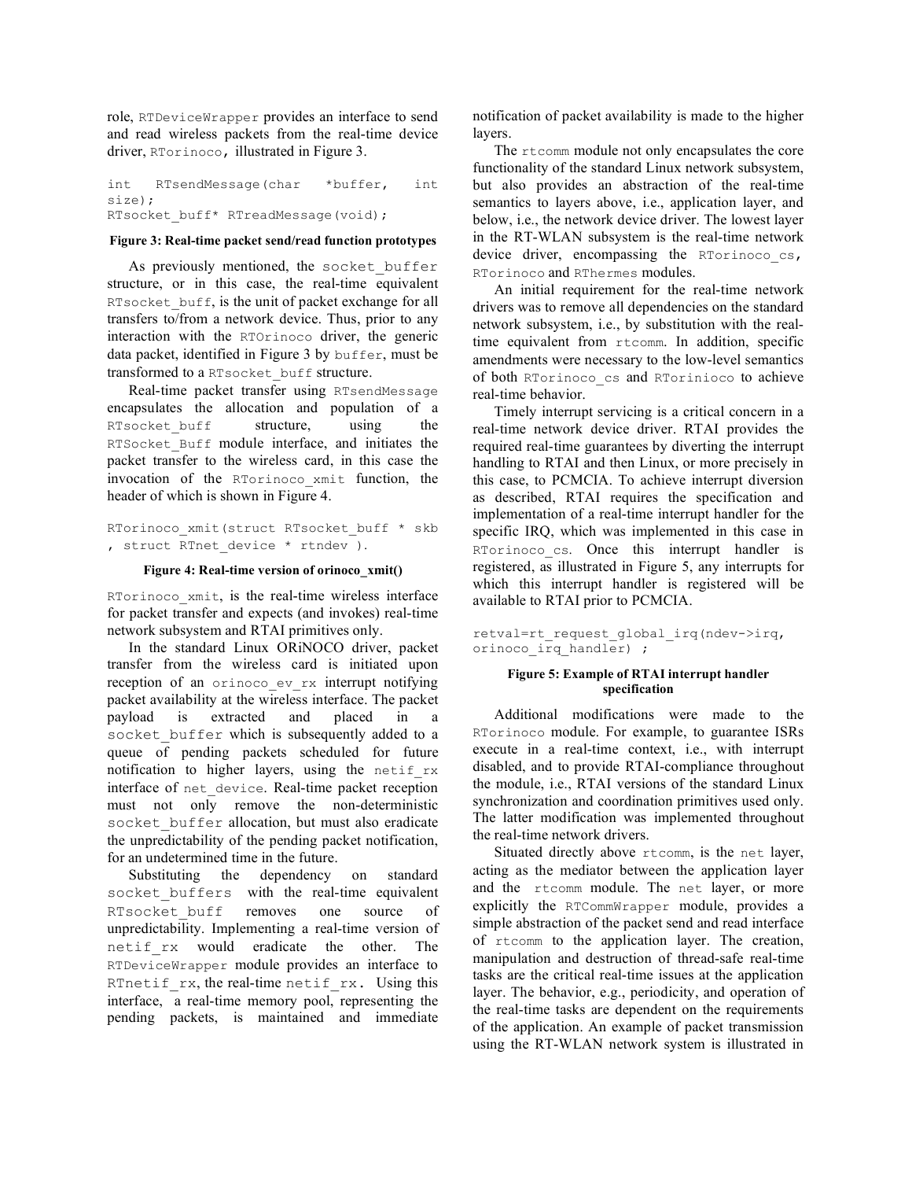role, RTDeviceWrapper provides an interface to send and read wireless packets from the real-time device driver, RTorinoco, illustrated in Figure 3.

```
int RTsendMessage(char *buffer, int size);
RTsocket_buff* RTreadMessage(void);
```

**Figure 3: Real-time packet send/read function prototypes**

As previously mentioned, the socket_buffer structure, or in this case, the real-time equivalent RTsocket_buff, is the unit of packet exchange for all transfers to/from a network device. Thus, prior to any interaction with the RTOrinoco driver, the generic data packet, identified in Figure 3 by buffer, must be transformed to a RTsocket_buff structure.

Real-time packet transfer using RTsendMessage encapsulates the allocation and population of a RTsocket_buff structure, using the RTSocket_Buff module interface, and initiates the packet transfer to the wireless card, in this case the invocation of the RTorinoco_xmit function, the header of which is shown in Figure 4.

```
RTorinoco_xmit(struct RTsocket_buff * skb
, struct RTnet_device * rtndev ).
```

**Figure 4: Real-time version of orinoco_xmit()**

RTorinoco_xmit, is the real-time wireless interface for packet transfer and expects (and invokes) real-time network subsystem and RTAI primitives only.

In the standard Linux ORiNOCO driver, packet transfer from the wireless card is initiated upon reception of an orinoco_ev_rx interrupt notifying packet availability at the wireless interface. The packet payload is extracted and placed in a socket_buffer which is subsequently added to a queue of pending packets scheduled for future notification to higher layers, using the netif_rx interface of net_device. Real-time packet reception must not only remove the non-deterministic socket_buffer allocation, but must also eradicate the unpredictability of the pending packet notification, for an undetermined time in the future.

Substituting the dependency on standard socket_buffers with the real-time equivalent RTsocket_buff removes one source of unpredictability. Implementing a real-time version of netif_rx would eradicate the other. The RTDeviceWrapper module provides an interface to RTnetif_rx, the real-time netif_rx. Using this interface, a real-time memory pool, representing the pending packets, is maintained and immediate notification of packet availability is made to the higher layers.

The rtcomm module not only encapsulates the core functionality of the standard Linux network subsystem, but also provides an abstraction of the real-time semantics to layers above, i.e., application layer, and below, i.e., the network device driver. The lowest layer in the RT-WLAN subsystem is the real-time network device driver, encompassing the RTorinoco_cs, RTorinoco and RThermes modules.

An initial requirement for the real-time network drivers was to remove all dependencies on the standard network subsystem, i.e., by substitution with the real-time equivalent from rtcomm. In addition, specific amendments were necessary to the low-level semantics of both RTorinoco_cs and RTorinioco to achieve real-time behavior.

Timely interrupt servicing is a critical concern in a real-time network device driver. RTAI provides the required real-time guarantees by diverting the interrupt handling to RTAI and then Linux, or more precisely in this case, to PCMCIA. To achieve interrupt diversion as described, RTAI requires the specification and implementation of a real-time interrupt handler for the specific IRQ, which was implemented in this case in RTorinoco_cs. Once this interrupt handler is registered, as illustrated in Figure 5, any interrupts for which this interrupt handler is registered will be available to RTAI prior to PCMCIA.

```
retval=rt_request_global_irq(ndev->irq,
orinoco_irq_handler) ;
```

**Figure 5: Example of RTAI interrupt handler specification**

Additional modifications were made to the RTorinoco module. For example, to guarantee ISRs execute in a real-time context, i.e., with interrupt disabled, and to provide RTAI-compliance throughout the module, i.e., RTAI versions of the standard Linux synchronization and coordination primitives used only. The latter modification was implemented throughout the real-time network drivers.

Situated directly above rtcomm, is the net layer, acting as the mediator between the application layer and the rtcomm module. The net layer, or more explicitly the RTCommWrapper module, provides a simple abstraction of the packet send and read interface of rtcomm to the application layer. The creation, manipulation and destruction of thread-safe real-time tasks are the critical real-time issues at the application layer. The behavior, e.g., periodicity, and operation of the real-time tasks are dependent on the requirements of the application. An example of packet transmission using the RT-WLAN network system is illustrated in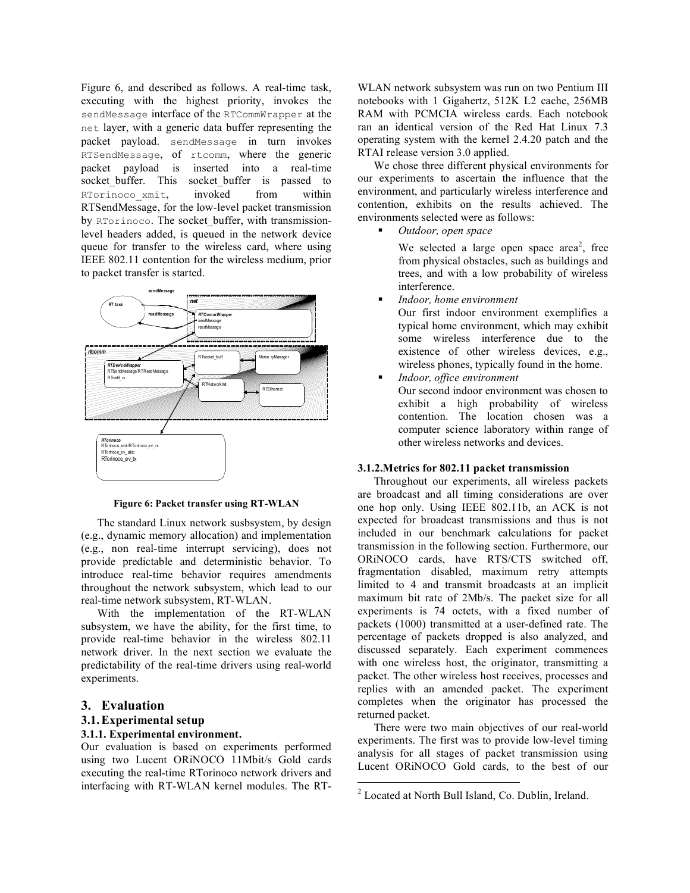Figure 6, and described as follows. A real-time task, executing with the highest priority, invokes the sendMessage interface of the RTCommWrapper at the net layer, with a generic data buffer representing the packet payload. sendMessage in turn invokes RTSendMessage, of rtcomm, where the generic packet payload is inserted into a real-time socket_buffer. This socket_buffer is passed to RTorinoco_xmit, invoked from within RTSendMessage, for the low-level packet transmission by RTorinoco. The socket_buffer, with transmission-level headers added, is queued in the network device queue for transfer to the wireless card, where using IEEE 802.11 contention for the wireless medium, prior to packet transfer is started.

**Figure 6: Packet transfer using RT-WLAN**

The standard Linux network susbsystem, by design (e.g., dynamic memory allocation) and implementation (e.g., non real-time interrupt servicing), does not provide predictable and deterministic behavior. To introduce real-time behavior requires amendments throughout the network subsystem, which lead to our real-time network subsystem, RT-WLAN.

With the implementation of the RT-WLAN subsystem, we have the ability, for the first time, to provide real-time behavior in the wireless 802.11 network driver. In the next section we evaluate the predictability of the real-time drivers using real-world experiments.

## 3. Evaluation

### 3.1. Experimental setup

#### 3.1.1. Experimental environment.

Our evaluation is based on experiments performed using two Lucent ORiNOCO 11Mbit/s Gold cards executing the real-time RTorinoco network drivers and interfacing with RT-WLAN kernel modules. The RT-WLAN network subsystem was run on two Pentium III notebooks with 1 Gigahertz, 512K L2 cache, 256MB RAM with PCMCIA wireless cards. Each notebook ran an identical version of the Red Hat Linux 7.3 operating system with the kernel 2.4.20 patch and the RTAI release version 3.0 applied.

We chose three different physical environments for our experiments to ascertain the influence that the environment, and particularly wireless interference and contention, exhibits on the results achieved. The environments selected were as follows:

- *Outdoor, open space*

  We selected a large open space area[2], free from physical obstacles, such as buildings and trees, and with a low probability of wireless interference.

- *Indoor, home environment*

  Our first indoor environment exemplifies a typical home environment, which may exhibit some wireless interference due to the existence of other wireless devices, e.g., wireless phones, typically found in the home.

- *Indoor, office environment*

  Our second indoor environment was chosen to exhibit a high probability of wireless contention. The location chosen was a computer science laboratory within range of other wireless networks and devices.

#### 3.1.2. Metrics for 802.11 packet transmission

Throughout our experiments, all wireless packets are broadcast and all timing considerations are over one hop only. Using IEEE 802.11b, an ACK is not expected for broadcast transmissions and thus is not included in our benchmark calculations for packet transmission in the following section. Furthermore, our ORiNOCO cards, have RTS/CTS switched off, fragmentation disabled, maximum retry attempts limited to 4 and transmit broadcasts at an implicit maximum bit rate of 2Mb/s. The packet size for all experiments is 74 octets, with a fixed number of packets (1000) transmitted at a user-defined rate. The percentage of packets dropped is also analyzed, and discussed separately. Each experiment commences with one wireless host, the originator, transmitting a packet. The other wireless host receives, processes and replies with an amended packet. The experiment completes when the originator has processed the returned packet.

There were two main objectives of our real-world experiments. The first was to provide low-level timing analysis for all stages of packet transmission using Lucent ORiNOCO Gold cards, to the best of our

[2] Located at North Bull Island, Co. Dublin, Ireland.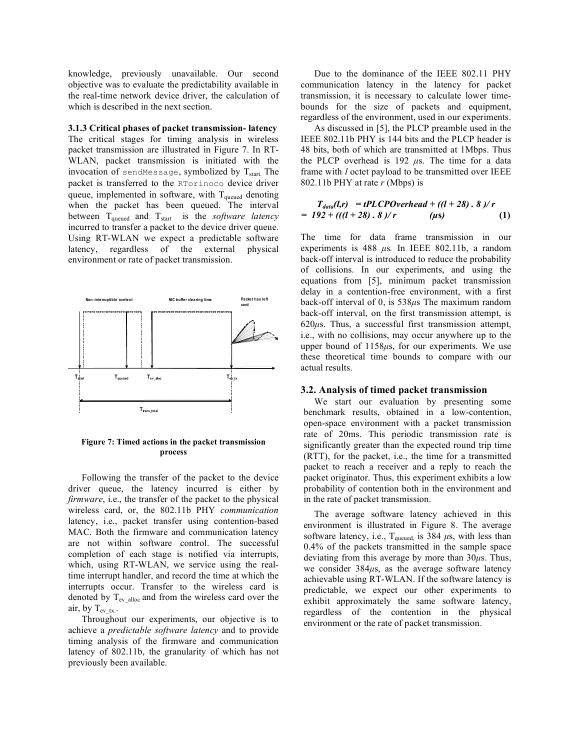knowledge, previously unavailable. Our second objective was to evaluate the predictability available in the real-time network device driver, the calculation of which is described in the next section.

### 3.1.3 Critical phases of packet transmission- latency

The critical stages for timing analysis in wireless packet transmission are illustrated in Figure 7. In RT-WLAN, packet transmission is initiated with the invocation of `sendMessage`, symbolized by $T_{start}$. The packet is transferred to the `RTorinoco` device driver queue, implemented in software, with $T_{queued}$ denoting when the packet has been queued. The interval between $T_{queued}$ and $T_{start}$ is the *software latency* incurred to transfer a packet to the device driver queue. Using RT-WLAN we expect a predictable software latency, regardless of the external physical environment or rate of packet transmission.

**Figure 7: Timed actions in the packet transmission process**

Following the transfer of the packet to the device driver queue, the latency incurred is either by *firmware*, i.e., the transfer of the packet to the physical wireless card, or, the 802.11b PHY *communication* latency, i.e., packet transfer using contention-based MAC. Both the firmware and communication latency are not within software control. The successful completion of each stage is notified via interrupts, which, using RT-WLAN, we service using the real-time interrupt handler, and record the time at which the interrupts occur. Transfer to the wireless card is denoted by $T_{ev\_alloc}$ and from the wireless card over the air, by $T_{ev\_tx}$.

Throughout our experiments, our objective is to achieve a *predictable software latency* and to provide timing analysis of the firmware and communication latency of 802.11b, the granularity of which has not previously been available.

Due to the dominance of the IEEE 802.11 PHY communication latency in the latency for packet transmission, it is necessary to calculate lower time-bounds for the size of packets and equipment, regardless of the environment, used in our experiments.

As discussed in [5], the PLCP preamble used in the IEEE 802.11b PHY is 144 bits and the PLCP header is 48 bits, both of which are transmitted at 1Mbps. Thus the PLCP overhead is 192 $\mu$s. The time for a data frame with $l$ octet payload to be transmitted over IEEE 802.11b PHY at rate $r$ (Mbps) is

$$T_{data}(l,r) = tPLCPOverhead + ((l + 28) \cdot 8)/r = 192 + (((l + 28) \cdot 8)/r \quad (\mu s) \qquad (1)$$

The time for data frame transmission in our experiments is 488 $\mu$s. In IEEE 802.11b, a random back-off interval is introduced to reduce the probability of collisions. In our experiments, and using the equations from [5], minimum packet transmission delay in a contention-free environment, with a first back-off interval of 0, is 538$\mu$s The maximum random back-off interval, on the first transmission attempt, is 620$\mu$s. Thus, a successful first transmission attempt, i.e., with no collisions, may occur anywhere up to the upper bound of 1158$\mu$s, for our experiments. We use these theoretical time bounds to compare with our actual results.

## 3.2. Analysis of timed packet transmission

We start our evaluation by presenting some benchmark results, obtained in a low-contention, open-space environment with a packet transmission rate of 20ms. This periodic transmission rate is significantly greater than the expected round trip time (RTT), for the packet, i.e., the time for a transmitted packet to reach a receiver and a reply to reach the packet originator. Thus, this experiment exhibits a low probability of contention both in the environment and in the rate of packet transmission.

The average software latency achieved in this environment is illustrated in Figure 8. The average software latency, i.e., $T_{queued}$, is 384 $\mu$s, with less than 0.4% of the packets transmitted in the sample space deviating from this average by more than 30$\mu$s. Thus, we consider 384$\mu$s, as the average software latency achievable using RT-WLAN. If the software latency is predictable, we expect our other experiments to exhibit approximately the same software latency, regardless of the contention in the physical environment or the rate of packet transmission.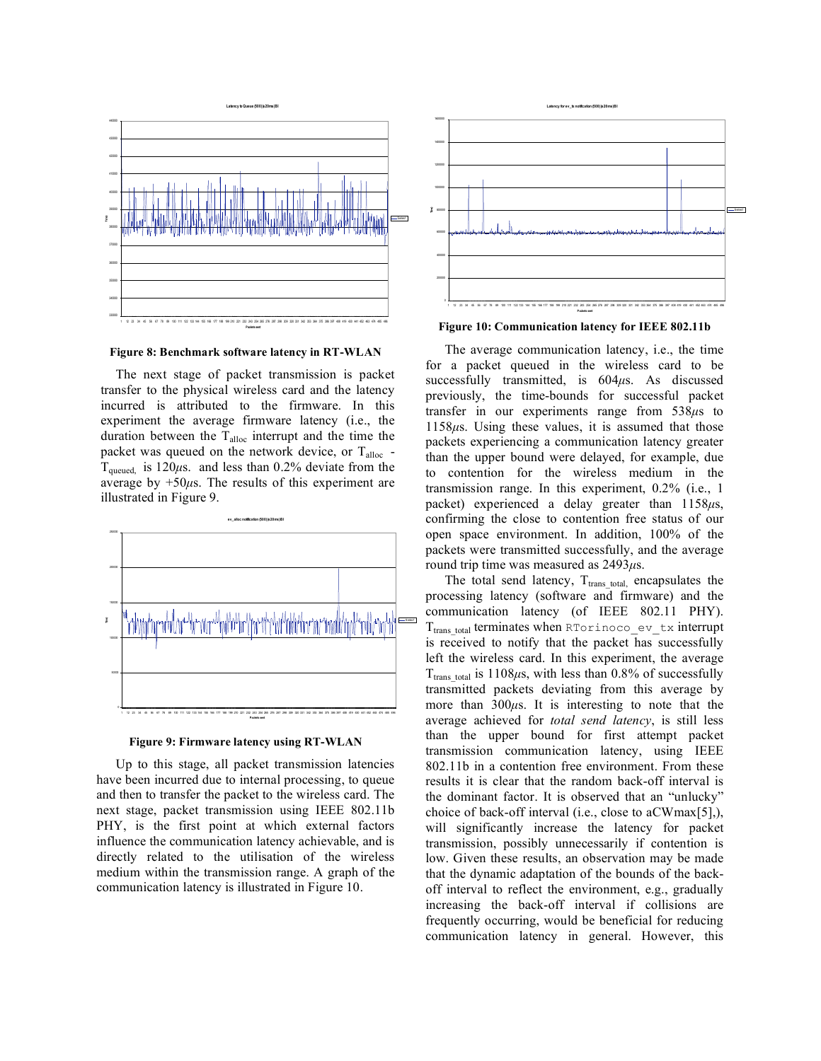**Figure 8: Benchmark software latency in RT-WLAN**

The next stage of packet transmission is packet transfer to the physical wireless card and the latency incurred is attributed to the firmware. In this experiment the average firmware latency (i.e., the duration between the $T_{alloc}$ interrupt and the time the packet was queued on the network device, or $T_{alloc}$ - $T_{queued}$, is 120$\mu$s. and less than 0.2% deviate from the average by +50$\mu$s. The results of this experiment are illustrated in Figure 9.

**Figure 9: Firmware latency using RT-WLAN**

Up to this stage, all packet transmission latencies have been incurred due to internal processing, to queue and then to transfer the packet to the wireless card. The next stage, packet transmission using IEEE 802.11b PHY, is the first point at which external factors influence the communication latency achievable, and is directly related to the utilisation of the wireless medium within the transmission range. A graph of the communication latency is illustrated in Figure 10.

**Figure 10: Communication latency for IEEE 802.11b**

The average communication latency, i.e., the time for a packet queued in the wireless card to be successfully transmitted, is 604$\mu$s. As discussed previously, the time-bounds for successful packet transfer in our experiments range from 538$\mu$s to 1158$\mu$s. Using these values, it is assumed that those packets experiencing a communication latency greater than the upper bound were delayed, for example, due to contention for the wireless medium in the transmission range. In this experiment, 0.2% (i.e., 1 packet) experienced a delay greater than 1158$\mu$s, confirming the close to contention free status of our open space environment. In addition, 100% of the packets were transmitted successfully, and the average round trip time was measured as 2493$\mu$s.

The total send latency, $T_{trans\_total}$, encapsulates the processing latency (software and firmware) and the communication latency (of IEEE 802.11 PHY). $T_{trans\_total}$ terminates when `RTorinoco_ev_tx` interrupt is received to notify that the packet has successfully left the wireless card. In this experiment, the average $T_{trans\_total}$ is 1108$\mu$s, with less than 0.8% of successfully transmitted packets deviating from this average by more than 300$\mu$s. It is interesting to note that the average achieved for *total send latency*, is still less than the upper bound for first attempt packet transmission communication latency, using IEEE 802.11b in a contention free environment. From these results it is clear that the random back-off interval is the dominant factor. It is observed that an "unlucky" choice of back-off interval (i.e., close to aCWmax[5],), will significantly increase the latency for packet transmission, possibly unnecessarily if contention is low. Given these results, an observation may be made that the dynamic adaptation of the bounds of the back-off interval to reflect the environment, e.g., gradually increasing the back-off interval if collisions are frequently occurring, would be beneficial for reducing communication latency in general. However, this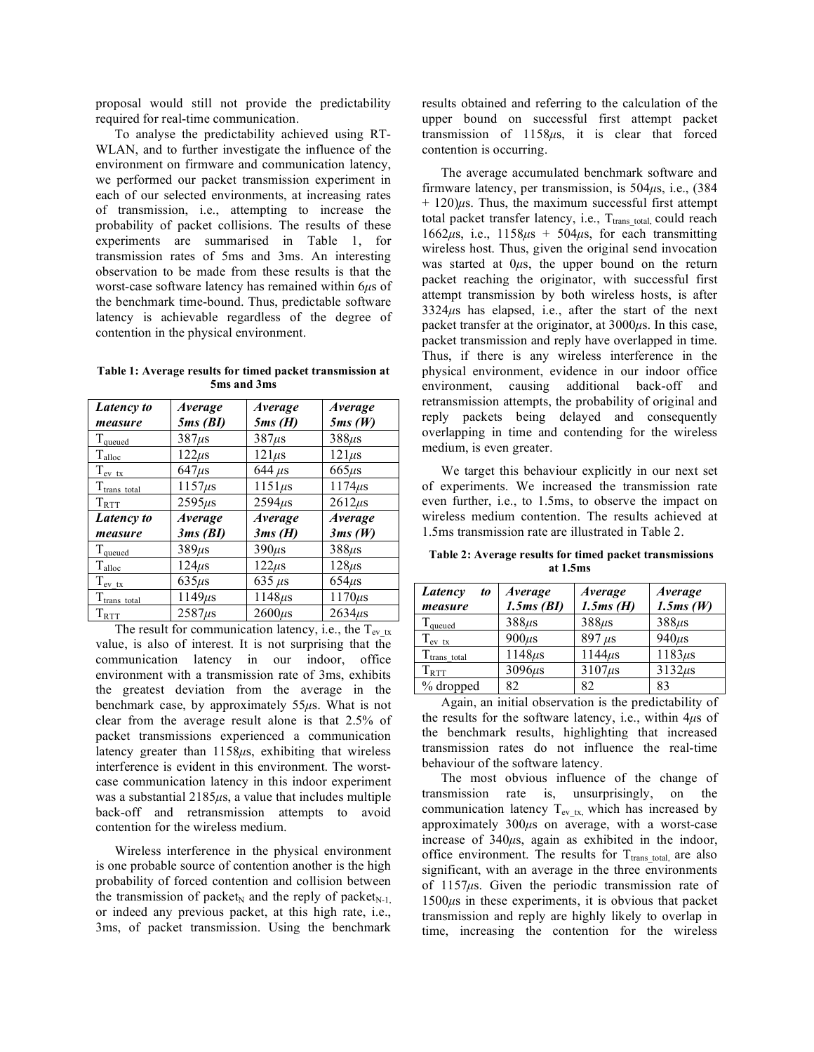proposal would still not provide the predictability required for real-time communication.

To analyse the predictability achieved using RT-WLAN, and to further investigate the influence of the environment on firmware and communication latency, we performed our packet transmission experiment in each of our selected environments, at increasing rates of transmission, i.e., attempting to increase the probability of packet collisions. The results of these experiments are summarised in Table 1, for transmission rates of 5ms and 3ms. An interesting observation to be made from these results is that the worst-case software latency has remained within 6$\mu$s of the benchmark time-bound. Thus, predictable software latency is achievable regardless of the degree of contention in the physical environment.

**Table 1: Average results for timed packet transmission at 5ms and 3ms**

| *Latency to measure* | *Average 5ms (BI)* | *Average 5ms (H)* | *Average 5ms (W)* |
|---|---|---|---|
| $T_{queued}$ | 387$\mu$s | 387$\mu$s | 388$\mu$s |
| $T_{alloc}$ | 122$\mu$s | 121$\mu$s | 121$\mu$s |
| $T_{ev\_tx}$ | 647$\mu$s | 644 $\mu$s | 665$\mu$s |
| $T_{trans\_total}$ | 1157$\mu$s | 1151$\mu$s | 1174$\mu$s |
| $T_{RTT}$ | 2595$\mu$s | 2594$\mu$s | 2612$\mu$s |
| ***Latency to measure*** | ***Average 3ms (BI)*** | ***Average 3ms (H)*** | ***Average 3ms (W)*** |
| $T_{queued}$ | 389$\mu$s | 390$\mu$s | 388$\mu$s |
| $T_{alloc}$ | 124$\mu$s | 122$\mu$s | 128$\mu$s |
| $T_{ev\_tx}$ | 635$\mu$s | 635 $\mu$s | 654$\mu$s |
| $T_{trans\_total}$ | 1149$\mu$s | 1148$\mu$s | 1170$\mu$s |
| $T_{RTT}$ | 2587$\mu$s | 2600$\mu$s | 2634$\mu$s |

The result for communication latency, i.e., the $T_{ev\_tx}$ value, is also of interest. It is not surprising that the communication latency in our indoor, office environment with a transmission rate of 3ms, exhibits the greatest deviation from the average in the benchmark case, by approximately 55$\mu$s. What is not clear from the average result alone is that 2.5% of packet transmissions experienced a communication latency greater than 1158$\mu$s, exhibiting that wireless interference is evident in this environment. The worst-case communication latency in this indoor experiment was a substantial 2185$\mu$s, a value that includes multiple back-off and retransmission attempts to avoid contention for the wireless medium.

Wireless interference in the physical environment is one probable source of contention another is the high probability of forced contention and collision between the transmission of $packet_N$ and the reply of $packet_{N-1}$, or indeed any previous packet, at this high rate, i.e., 3ms, of packet transmission. Using the benchmark results obtained and referring to the calculation of the upper bound on successful first attempt packet transmission of 1158$\mu$s, it is clear that forced contention is occurring.

The average accumulated benchmark software and firmware latency, per transmission, is 504$\mu$s, i.e., (384 + 120)$\mu$s. Thus, the maximum successful first attempt total packet transfer latency, i.e., $T_{trans\_total}$, could reach 1662$\mu$s, i.e., 1158$\mu$s + 504$\mu$s, for each transmitting wireless host. Thus, given the original send invocation was started at 0$\mu$s, the upper bound on the return packet reaching the originator, with successful first attempt transmission by both wireless hosts, is after 3324$\mu$s has elapsed, i.e., after the start of the next packet transfer at the originator, at 3000$\mu$s. In this case, packet transmission and reply have overlapped in time. Thus, if there is any wireless interference in the physical environment, evidence in our indoor office environment, causing additional back-off and retransmission attempts, the probability of original and reply packets being delayed and consequently overlapping in time and contending for the wireless medium, is even greater.

We target this behaviour explicitly in our next set of experiments. We increased the transmission rate even further, i.e., to 1.5ms, to observe the impact on wireless medium contention. The results achieved at 1.5ms transmission rate are illustrated in Table 2.

**Table 2: Average results for timed packet transmissions at 1.5ms**

| *Latency to measure* | *Average 1.5ms (BI)* | *Average 1.5ms (H)* | *Average 1.5ms (W)* |
|---|---|---|---|
| $T_{queued}$ | 388$\mu$s | 388$\mu$s | 388$\mu$s |
| $T_{ev\_tx}$ | 900$\mu$s | 897 $\mu$s | 940$\mu$s |
| $T_{trans\_total}$ | 1148$\mu$s | 1144$\mu$s | 1183$\mu$s |
| $T_{RTT}$ | 3096$\mu$s | 3107$\mu$s | 3132$\mu$s |
| % dropped | 82 | 82 | 83 |

Again, an initial observation is the predictability of the results for the software latency, i.e., within 4$\mu$s of the benchmark results, highlighting that increased transmission rates do not influence the real-time behaviour of the software latency.

The most obvious influence of the change of transmission rate is, unsurprisingly, on the communication latency $T_{ev\_tx}$, which has increased by approximately 300$\mu$s on average, with a worst-case increase of 340$\mu$s, again as exhibited in the indoor, office environment. The results for $T_{trans\_total}$, are also significant, with an average in the three environments of 1157$\mu$s. Given the periodic transmission rate of 1500$\mu$s in these experiments, it is obvious that packet transmission and reply are highly likely to overlap in time, increasing the contention for the wireless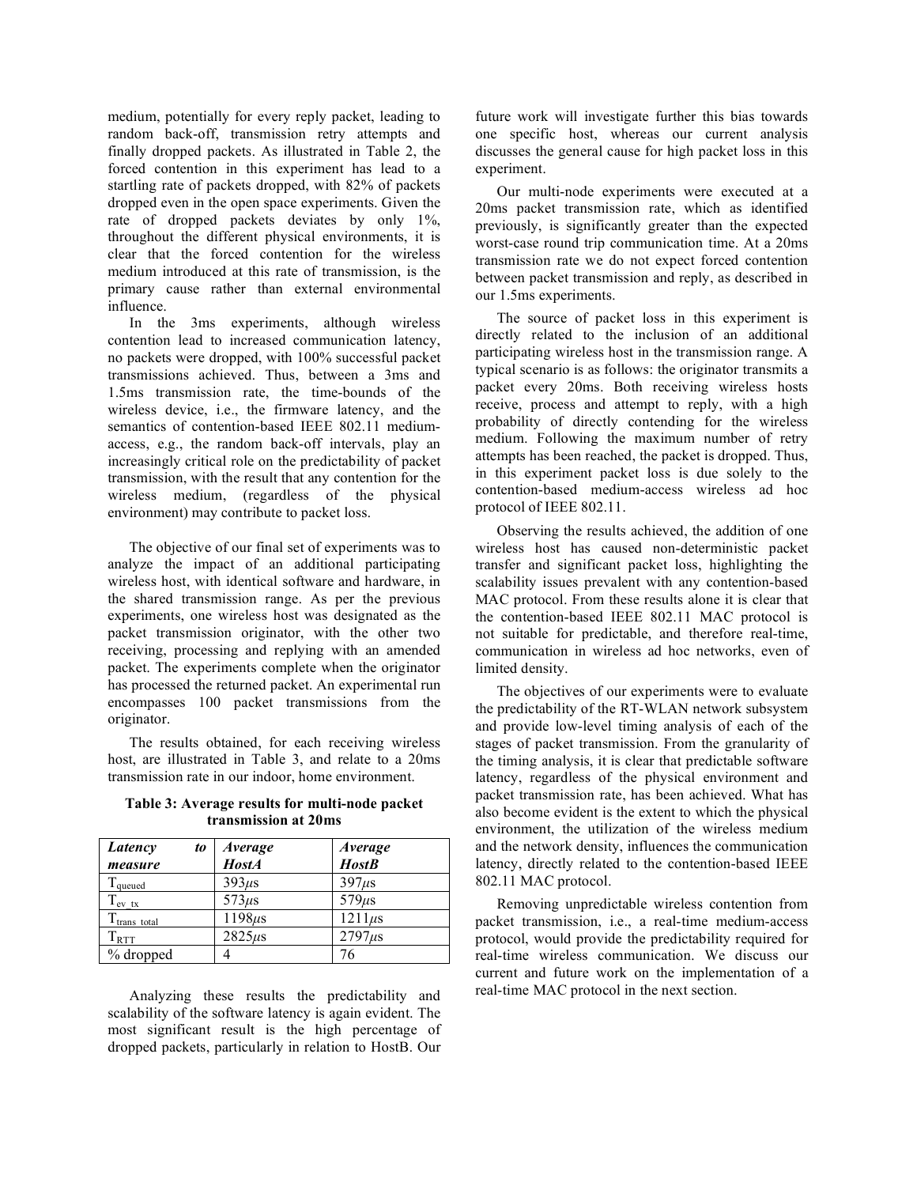medium, potentially for every reply packet, leading to random back-off, transmission retry attempts and finally dropped packets. As illustrated in Table 2, the forced contention in this experiment has lead to a startling rate of packets dropped, with 82% of packets dropped even in the open space experiments. Given the rate of dropped packets deviates by only 1%, throughout the different physical environments, it is clear that the forced contention for the wireless medium introduced at this rate of transmission, is the primary cause rather than external environmental influence.

In the 3ms experiments, although wireless contention lead to increased communication latency, no packets were dropped, with 100% successful packet transmissions achieved. Thus, between a 3ms and 1.5ms transmission rate, the time-bounds of the wireless device, i.e., the firmware latency, and the semantics of contention-based IEEE 802.11 medium-access, e.g., the random back-off intervals, play an increasingly critical role on the predictability of packet transmission, with the result that any contention for the wireless medium, (regardless of the physical environment) may contribute to packet loss.

The objective of our final set of experiments was to analyze the impact of an additional participating wireless host, with identical software and hardware, in the shared transmission range. As per the previous experiments, one wireless host was designated as the packet transmission originator, with the other two receiving, processing and replying with an amended packet. The experiments complete when the originator has processed the returned packet. An experimental run encompasses 100 packet transmissions from the originator.

The results obtained, for each receiving wireless host, are illustrated in Table 3, and relate to a 20ms transmission rate in our indoor, home environment.

**Table 3: Average results for multi-node packet transmission at 20ms**

| *Latency to measure* | *Average HostA* | *Average HostB* |
|---|---|---|
| $T_{queued}$ | 393$\mu$s | 397$\mu$s |
| $T_{ev\_tx}$ | 573$\mu$s | 579$\mu$s |
| $T_{trans\_total}$ | 1198$\mu$s | 1211$\mu$s |
| $T_{RTT}$ | 2825$\mu$s | 2797$\mu$s |
| % dropped | 4 | 76 |

Analyzing these results the predictability and scalability of the software latency is again evident. The most significant result is the high percentage of dropped packets, particularly in relation to HostB. Our future work will investigate further this bias towards one specific host, whereas our current analysis discusses the general cause for high packet loss in this experiment.

Our multi-node experiments were executed at a 20ms packet transmission rate, which as identified previously, is significantly greater than the expected worst-case round trip communication time. At a 20ms transmission rate we do not expect forced contention between packet transmission and reply, as described in our 1.5ms experiments.

The source of packet loss in this experiment is directly related to the inclusion of an additional participating wireless host in the transmission range. A typical scenario is as follows: the originator transmits a packet every 20ms. Both receiving wireless hosts receive, process and attempt to reply, with a high probability of directly contending for the wireless medium. Following the maximum number of retry attempts has been reached, the packet is dropped. Thus, in this experiment packet loss is due solely to the contention-based medium-access wireless ad hoc protocol of IEEE 802.11.

Observing the results achieved, the addition of one wireless host has caused non-deterministic packet transfer and significant packet loss, highlighting the scalability issues prevalent with any contention-based MAC protocol. From these results alone it is clear that the contention-based IEEE 802.11 MAC protocol is not suitable for predictable, and therefore real-time, communication in wireless ad hoc networks, even of limited density.

The objectives of our experiments were to evaluate the predictability of the RT-WLAN network subsystem and provide low-level timing analysis of each of the stages of packet transmission. From the granularity of the timing analysis, it is clear that predictable software latency, regardless of the physical environment and packet transmission rate, has been achieved. What has also become evident is the extent to which the physical environment, the utilization of the wireless medium and the network density, influences the communication latency, directly related to the contention-based IEEE 802.11 MAC protocol.

Removing unpredictable wireless contention from packet transmission, i.e., a real-time medium-access protocol, would provide the predictability required for real-time wireless communication. We discuss our current and future work on the implementation of a real-time MAC protocol in the next section.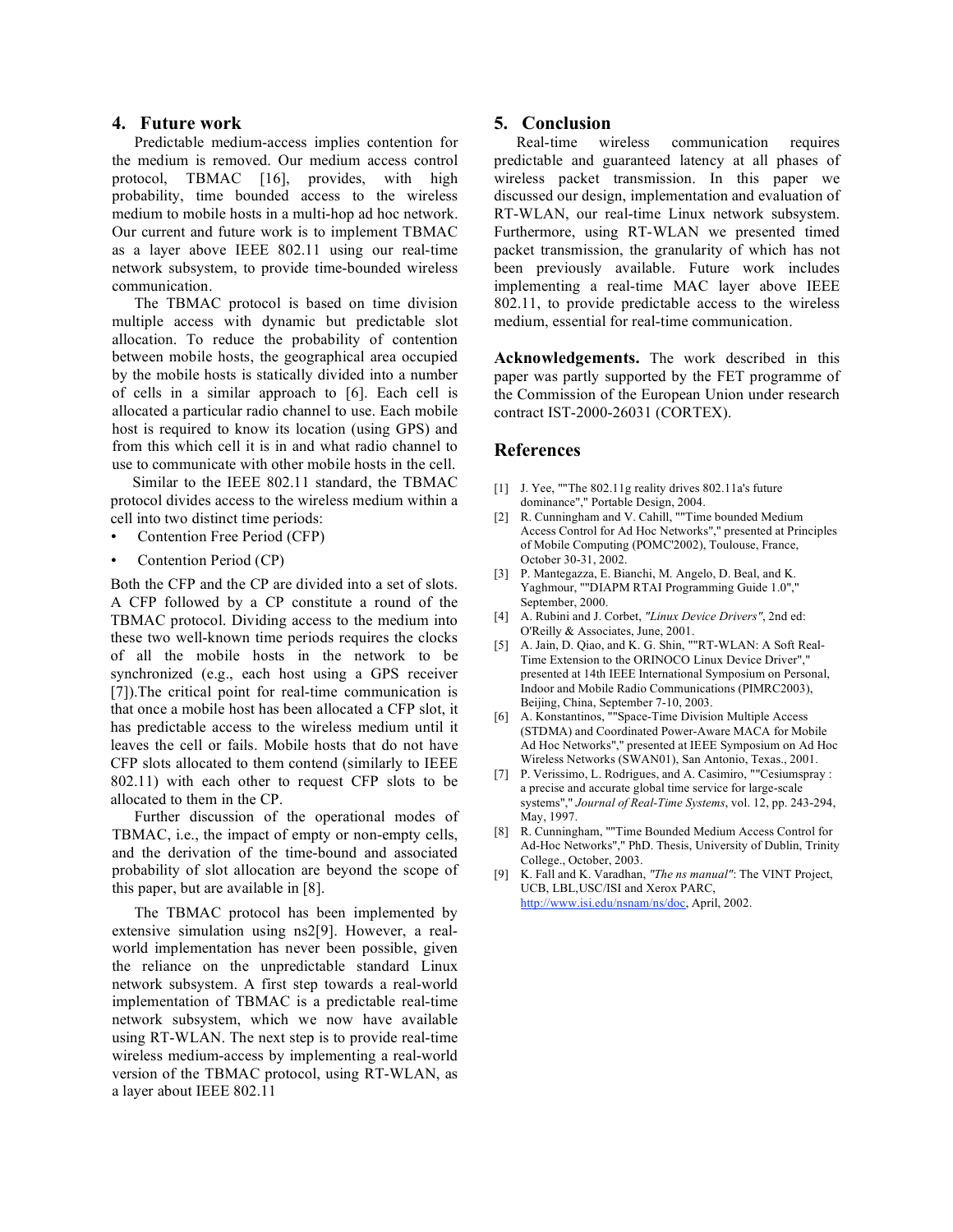## 4. Future work

Predictable medium-access implies contention for the medium is removed. Our medium access control protocol, TBMAC [16], provides, with high probability, time bounded access to the wireless medium to mobile hosts in a multi-hop ad hoc network. Our current and future work is to implement TBMAC as a layer above IEEE 802.11 using our real-time network subsystem, to provide time-bounded wireless communication.

The TBMAC protocol is based on time division multiple access with dynamic but predictable slot allocation. To reduce the probability of contention between mobile hosts, the geographical area occupied by the mobile hosts is statically divided into a number of cells in a similar approach to [6]. Each cell is allocated a particular radio channel to use. Each mobile host is required to know its location (using GPS) and from this which cell it is in and what radio channel to use to communicate with other mobile hosts in the cell.

Similar to the IEEE 802.11 standard, the TBMAC protocol divides access to the wireless medium within a cell into two distinct time periods:

- Contention Free Period (CFP)
- Contention Period (CP)

Both the CFP and the CP are divided into a set of slots. A CFP followed by a CP constitute a round of the TBMAC protocol. Dividing access to the medium into these two well-known time periods requires the clocks of all the mobile hosts in the network to be synchronized (e.g., each host using a GPS receiver [7]).The critical point for real-time communication is that once a mobile host has been allocated a CFP slot, it has predictable access to the wireless medium until it leaves the cell or fails. Mobile hosts that do not have CFP slots allocated to them contend (similarly to IEEE 802.11) with each other to request CFP slots to be allocated to them in the CP.

Further discussion of the operational modes of TBMAC, i.e., the impact of empty or non-empty cells, and the derivation of the time-bound and associated probability of slot allocation are beyond the scope of this paper, but are available in [8].

The TBMAC protocol has been implemented by extensive simulation using ns2[9]. However, a real-world implementation has never been possible, given the reliance on the unpredictable standard Linux network subsystem. A first step towards a real-world implementation of TBMAC is a predictable real-time network subsystem, which we now have available using RT-WLAN. The next step is to provide real-time wireless medium-access by implementing a real-world version of the TBMAC protocol, using RT-WLAN, as a layer about IEEE 802.11

## 5. Conclusion

Real-time wireless communication requires predictable and guaranteed latency at all phases of wireless packet transmission. In this paper we discussed our design, implementation and evaluation of RT-WLAN, our real-time Linux network subsystem. Furthermore, using RT-WLAN we presented timed packet transmission, the granularity of which has not been previously available. Future work includes implementing a real-time MAC layer above IEEE 802.11, to provide predictable access to the wireless medium, essential for real-time communication.

**Acknowledgements.** The work described in this paper was partly supported by the FET programme of the Commission of the European Union under research contract IST-2000-26031 (CORTEX).

## References

[1] J. Yee, ""The 802.11g reality drives 802.11a's future dominance"," Portable Design, 2004.

[2] R. Cunningham and V. Cahill, ""Time bounded Medium Access Control for Ad Hoc Networks"," presented at Principles of Mobile Computing (POMC'2002), Toulouse, France, October 30-31, 2002.

[3] P. Mantegazza, E. Bianchi, M. Angelo, D. Beal, and K. Yaghmour, ""DIAPM RTAI Programming Guide 1.0"," September, 2000.

[4] A. Rubini and J. Corbet, *"Linux Device Drivers"*, 2nd ed: O'Reilly & Associates, June, 2001.

[5] A. Jain, D. Qiao, and K. G. Shin, ""RT-WLAN: A Soft Real-Time Extension to the ORINOCO Linux Device Driver"," presented at 14th IEEE International Symposium on Personal, Indoor and Mobile Radio Communications (PIMRC2003), Beijing, China, September 7-10, 2003.

[6] A. Konstantinos, ""Space-Time Division Multiple Access (STDMA) and Coordinated Power-Aware MACA for Mobile Ad Hoc Networks"," presented at IEEE Symposium on Ad Hoc Wireless Networks (SWAN01), San Antonio, Texas., 2001.

[7] P. Verissimo, L. Rodrigues, and A. Casimiro, ""Cesiumspray : a precise and accurate global time service for large-scale systems"," *Journal of Real-Time Systems*, vol. 12, pp. 243-294, May, 1997.

[8] R. Cunningham, ""Time Bounded Medium Access Control for Ad-Hoc Networks"," PhD. Thesis, University of Dublin, Trinity College., October, 2003.

[9] K. Fall and K. Varadhan, *"The ns manual"*: The VINT Project, UCB, LBL,USC/ISI and Xerox PARC, http://www.isi.edu/nsnam/ns/doc, April, 2002.